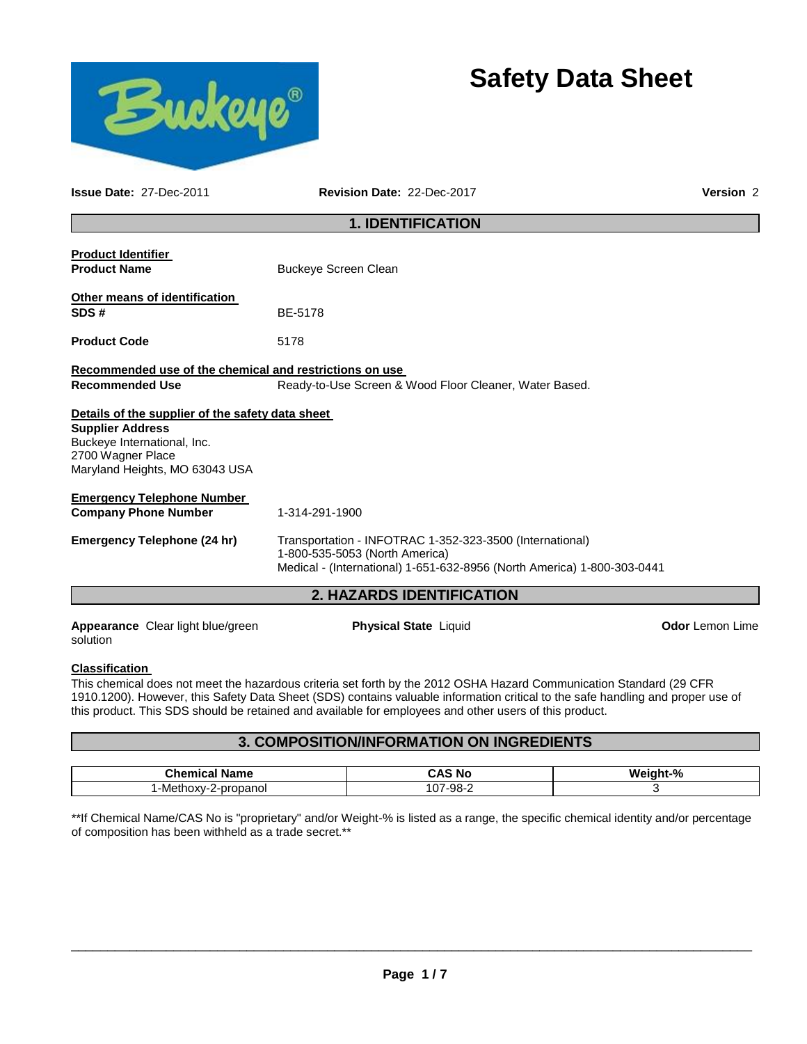# Safety Data Sheet

**Issue Date:** 27-Dec-2011 **Revision Date:** 22-Dec-2017 **Version** 2

## 1. IDENTIFICATION

**Product Identifier**

**Product Name** Buckeye Screen Clean

**Other means of identification**

**SDS #** BE-5178

**Product Code** 5178

**Recommended use of the chemical and restrictions on use**

**Recommended Use** Ready-to-Use Screen & Wood Floor Cleaner, Water Based.

**Details of the supplier of the safety data sheet**

**Supplier Address**
Buckeye International, Inc.
2700 Wagner Place
Maryland Heights, MO 63043 USA

**Emergency Telephone Number**

**Company Phone Number** 1-314-291-1900

**Emergency Telephone (24 hr)** Transportation - INFOTRAC 1-352-323-3500 (International)
1-800-535-5053 (North America)
Medical - (International) 1-651-632-8956 (North America) 1-800-303-0441

## 2. HAZARDS IDENTIFICATION

**Appearance** Clear light blue/green solution **Physical State** Liquid **Odor** Lemon Lime

**Classification**

This chemical does not meet the hazardous criteria set forth by the 2012 OSHA Hazard Communication Standard (29 CFR 1910.1200). However, this Safety Data Sheet (SDS) contains valuable information critical to the safe handling and proper use of this product. This SDS should be retained and available for employees and other users of this product.

## 3. COMPOSITION/INFORMATION ON INGREDIENTS

| Chemical Name | CAS No | Weight-% |
|---|---|---|
| 1-Methoxy-2-propanol | 107-98-2 | 3 |

**If Chemical Name/CAS No is "proprietary" and/or Weight-% is listed as a range, the specific chemical identity and/or percentage of composition has been withheld as a trade secret.**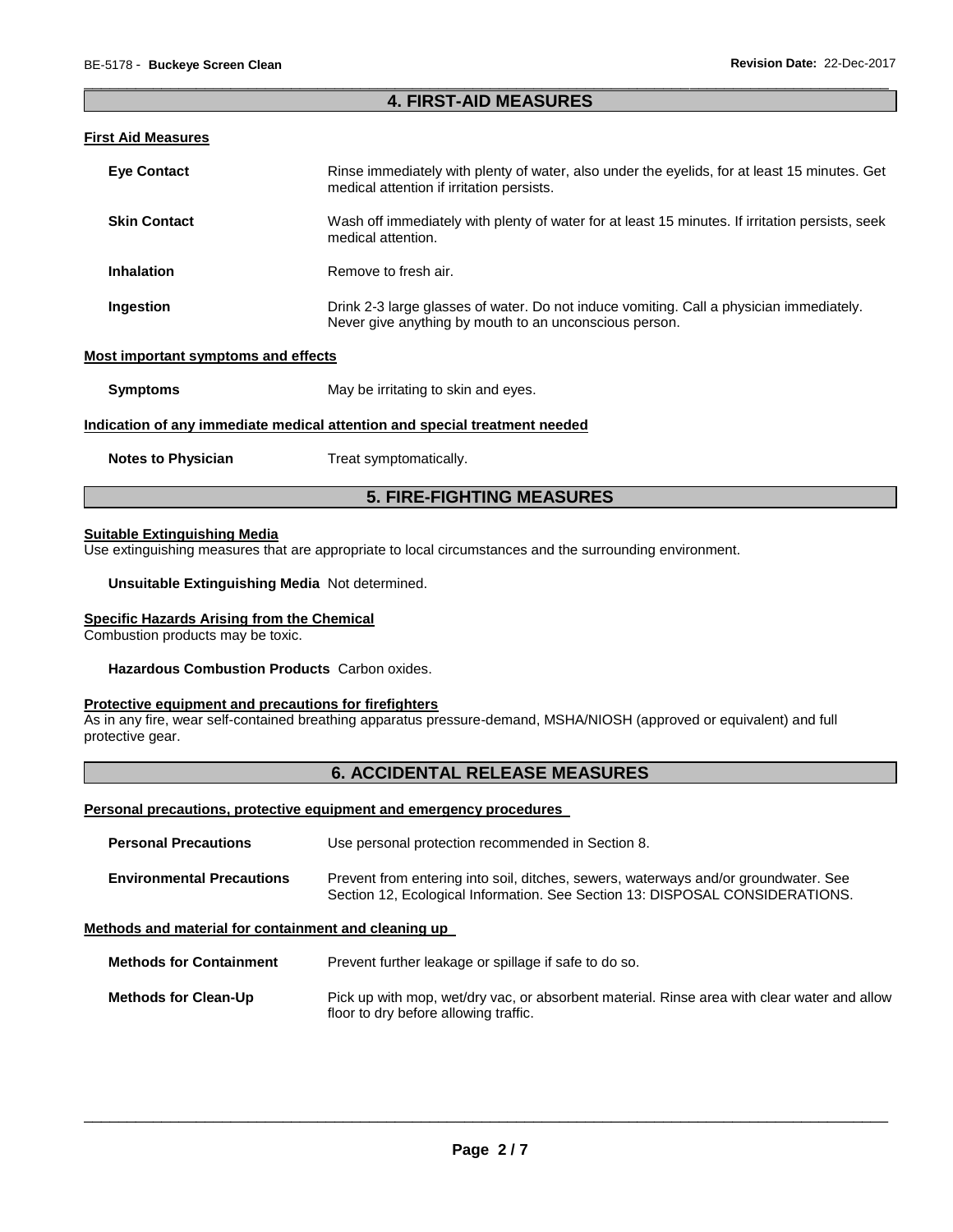## 4. FIRST-AID MEASURES

### First Aid Measures

| | |
|---|---|
| **Eye Contact** | Rinse immediately with plenty of water, also under the eyelids, for at least 15 minutes. Get medical attention if irritation persists. |
| **Skin Contact** | Wash off immediately with plenty of water for at least 15 minutes. If irritation persists, seek medical attention. |
| **Inhalation** | Remove to fresh air. |
| **Ingestion** | Drink 2-3 large glasses of water. Do not induce vomiting. Call a physician immediately. Never give anything by mouth to an unconscious person. |

### Most important symptoms and effects

| | |
|---|---|
| **Symptoms** | May be irritating to skin and eyes. |

### Indication of any immediate medical attention and special treatment needed

| | |
|---|---|
| **Notes to Physician** | Treat symptomatically. |

## 5. FIRE-FIGHTING MEASURES

### Suitable Extinguishing Media

Use extinguishing measures that are appropriate to local circumstances and the surrounding environment.

**Unsuitable Extinguishing Media** Not determined.

### Specific Hazards Arising from the Chemical

Combustion products may be toxic.

**Hazardous Combustion Products** Carbon oxides.

### Protective equipment and precautions for firefighters

As in any fire, wear self-contained breathing apparatus pressure-demand, MSHA/NIOSH (approved or equivalent) and full protective gear.

## 6. ACCIDENTAL RELEASE MEASURES

### Personal precautions, protective equipment and emergency procedures

| | |
|---|---|
| **Personal Precautions** | Use personal protection recommended in Section 8. |
| **Environmental Precautions** | Prevent from entering into soil, ditches, sewers, waterways and/or groundwater. See Section 12, Ecological Information. See Section 13: DISPOSAL CONSIDERATIONS. |

### Methods and material for containment and cleaning up

| | |
|---|---|
| **Methods for Containment** | Prevent further leakage or spillage if safe to do so. |
| **Methods for Clean-Up** | Pick up with mop, wet/dry vac, or absorbent material. Rinse area with clear water and allow floor to dry before allowing traffic. |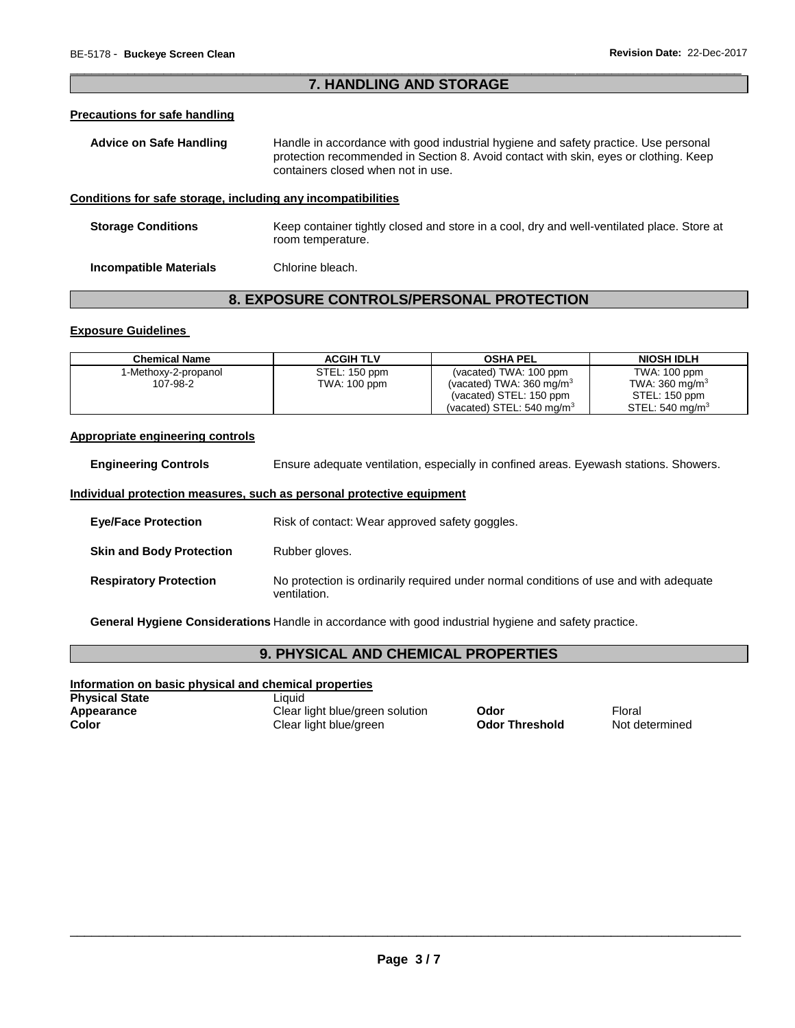## 7. HANDLING AND STORAGE

### Precautions for safe handling

**Advice on Safe Handling** Handle in accordance with good industrial hygiene and safety practice. Use personal protection recommended in Section 8. Avoid contact with skin, eyes or clothing. Keep containers closed when not in use.

### Conditions for safe storage, including any incompatibilities

**Storage Conditions** Keep container tightly closed and store in a cool, dry and well-ventilated place. Store at room temperature.

**Incompatible Materials** Chlorine bleach.

## 8. EXPOSURE CONTROLS/PERSONAL PROTECTION

### Exposure Guidelines

| Chemical Name | ACGIH TLV | OSHA PEL | NIOSH IDLH |
|---|---|---|---|
| 1-Methoxy-2-propanol 107-98-2 | STEL: 150 ppm TWA: 100 ppm | (vacated) TWA: 100 ppm (vacated) TWA: 360 mg/m$^3$ (vacated) STEL: 150 ppm (vacated) STEL: 540 mg/m$^3$ | TWA: 100 ppm TWA: 360 mg/m$^3$ STEL: 150 ppm STEL: 540 mg/m$^3$ |

### Appropriate engineering controls

**Engineering Controls** Ensure adequate ventilation, especially in confined areas. Eyewash stations. Showers.

### Individual protection measures, such as personal protective equipment

**Eye/Face Protection** Risk of contact: Wear approved safety goggles.

**Skin and Body Protection** Rubber gloves.

**Respiratory Protection** No protection is ordinarily required under normal conditions of use and with adequate ventilation.

**General Hygiene Considerations** Handle in accordance with good industrial hygiene and safety practice.

## 9. PHYSICAL AND CHEMICAL PROPERTIES

### Information on basic physical and chemical properties

**Physical State** Liquid

**Appearance** Clear light blue/green solution

**Odor** Floral

**Color** Clear light blue/green

**Odor Threshold** Not determined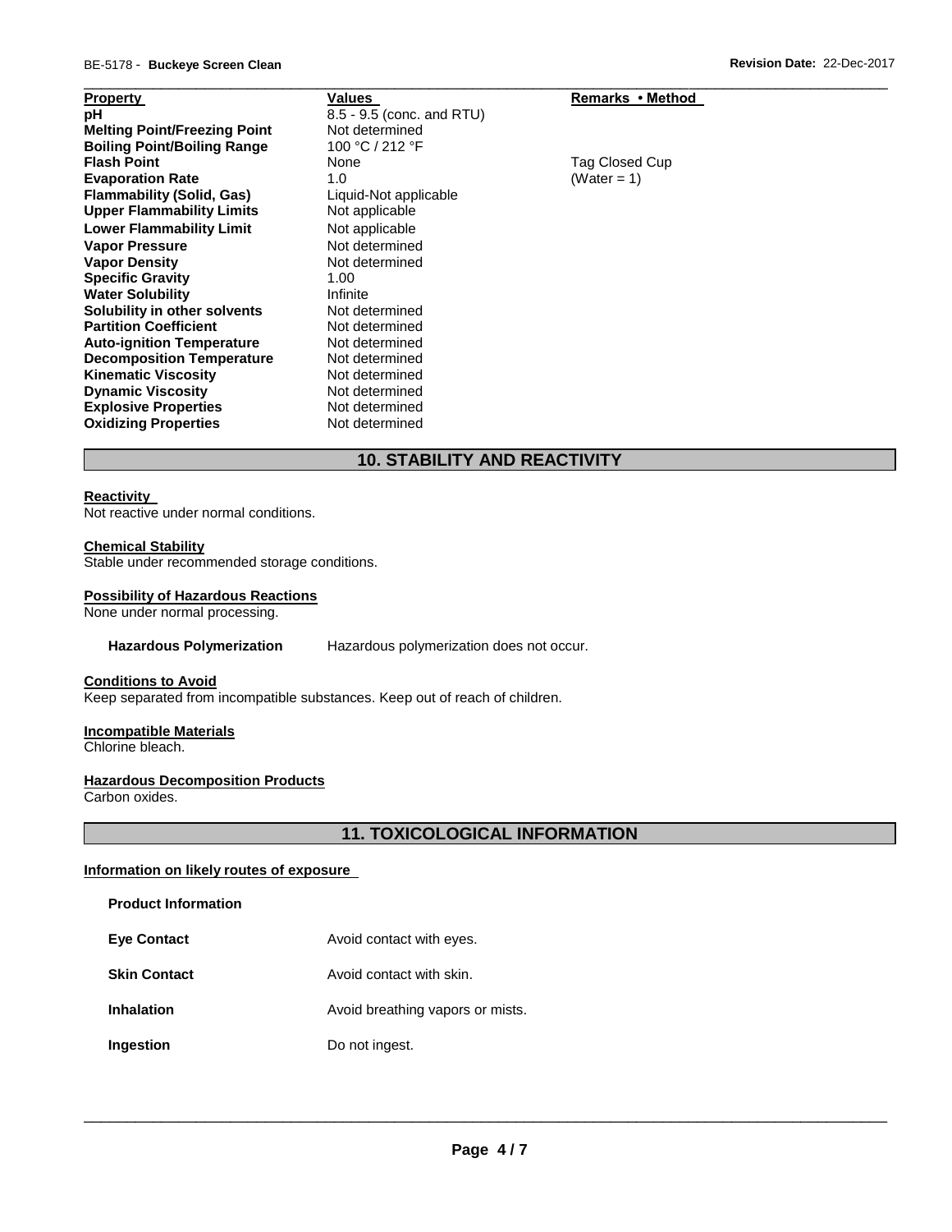| Property | Values | Remarks • Method |
| --- | --- | --- |
| **pH** | 8.5 - 9.5 (conc. and RTU) | |
| **Melting Point/Freezing Point** | Not determined | |
| **Boiling Point/Boiling Range** | 100 °C / 212 °F | |
| **Flash Point** | None | Tag Closed Cup |
| **Evaporation Rate** | 1.0 | (Water = 1) |
| **Flammability (Solid, Gas)** | Liquid-Not applicable | |
| **Upper Flammability Limits** | Not applicable | |
| **Lower Flammability Limit** | Not applicable | |
| **Vapor Pressure** | Not determined | |
| **Vapor Density** | Not determined | |
| **Specific Gravity** | 1.00 | |
| **Water Solubility** | Infinite | |
| **Solubility in other solvents** | Not determined | |
| **Partition Coefficient** | Not determined | |
| **Auto-ignition Temperature** | Not determined | |
| **Decomposition Temperature** | Not determined | |
| **Kinematic Viscosity** | Not determined | |
| **Dynamic Viscosity** | Not determined | |
| **Explosive Properties** | Not determined | |
| **Oxidizing Properties** | Not determined | |

## 10. STABILITY AND REACTIVITY

**Reactivity**

Not reactive under normal conditions.

**Chemical Stability**

Stable under recommended storage conditions.

**Possibility of Hazardous Reactions**

None under normal processing.

**Hazardous Polymerization** Hazardous polymerization does not occur.

**Conditions to Avoid**

Keep separated from incompatible substances. Keep out of reach of children.

**Incompatible Materials**

Chlorine bleach.

**Hazardous Decomposition Products**

Carbon oxides.

## 11. TOXICOLOGICAL INFORMATION

**Information on likely routes of exposure**

**Product Information**

**Eye Contact** Avoid contact with eyes.

**Skin Contact** Avoid contact with skin.

**Inhalation** Avoid breathing vapors or mists.

**Ingestion** Do not ingest.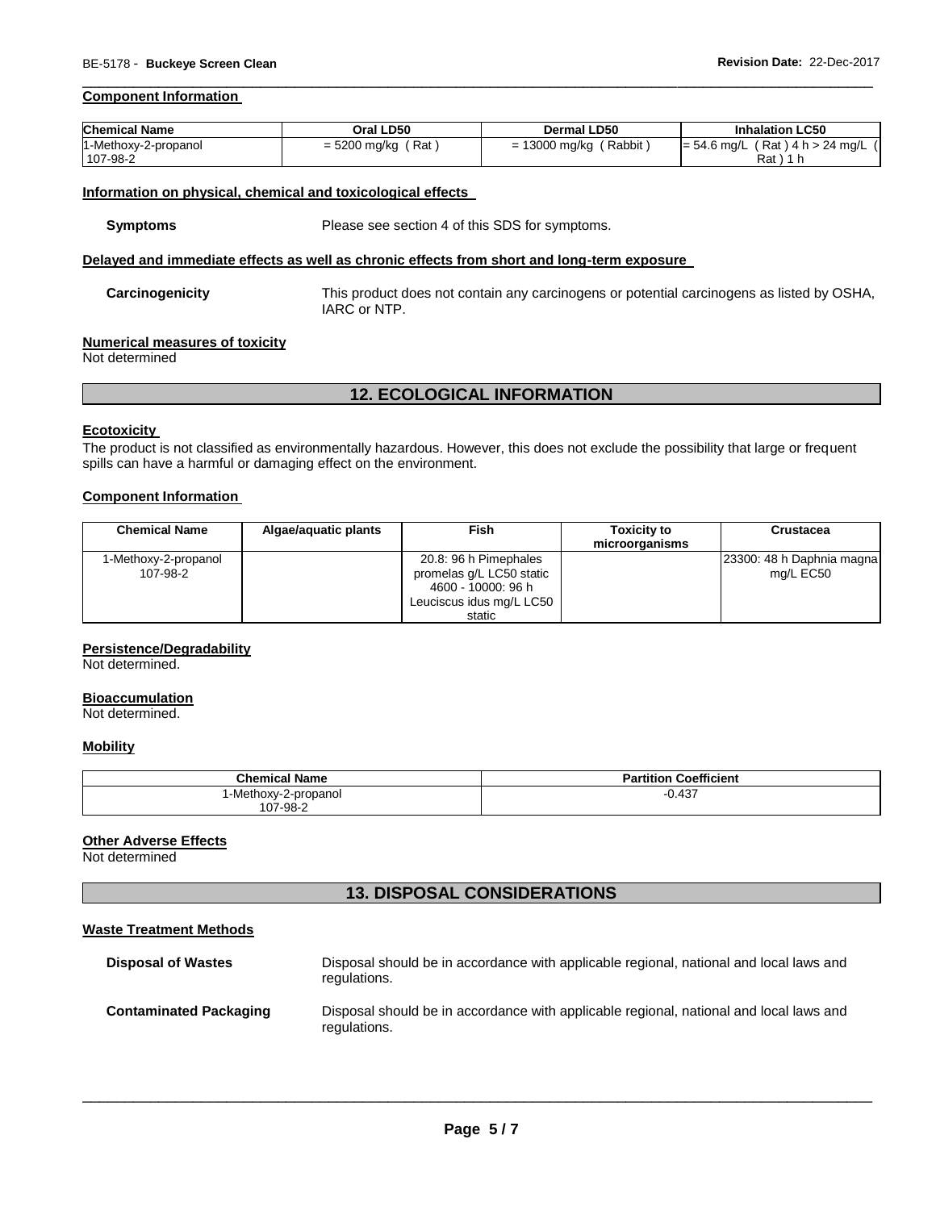### Component Information

| Chemical Name | Oral LD50 | Dermal LD50 | Inhalation LC50 |
|---|---|---|---|
| 1-Methoxy-2-propanol 107-98-2 | = 5200 mg/kg ( Rat ) | = 13000 mg/kg ( Rabbit ) | = 54.6 mg/L ( Rat ) 4 h > 24 mg/L ( Rat ) 1 h |

### Information on physical, chemical and toxicological effects

**Symptoms** Please see section 4 of this SDS for symptoms.

### Delayed and immediate effects as well as chronic effects from short and long-term exposure

**Carcinogenicity** This product does not contain any carcinogens or potential carcinogens as listed by OSHA, IARC or NTP.

### Numerical measures of toxicity

Not determined

## 12. ECOLOGICAL INFORMATION

### Ecotoxicity

The product is not classified as environmentally hazardous. However, this does not exclude the possibility that large or frequent spills can have a harmful or damaging effect on the environment.

### Component Information

| Chemical Name | Algae/aquatic plants | Fish | Toxicity to microorganisms | Crustacea |
|---|---|---|---|---|
| 1-Methoxy-2-propanol 107-98-2 | | 20.8: 96 h Pimephales promelas g/L LC50 static 4600 - 10000: 96 h Leuciscus idus mg/L LC50 static | | 23300: 48 h Daphnia magna mg/L EC50 |

### Persistence/Degradability

Not determined.

### Bioaccumulation

Not determined.

### Mobility

| Chemical Name | Partition Coefficient |
|---|---|
| 1-Methoxy-2-propanol 107-98-2 | -0.437 |

### Other Adverse Effects

Not determined

## 13. DISPOSAL CONSIDERATIONS

### Waste Treatment Methods

**Disposal of Wastes** Disposal should be in accordance with applicable regional, national and local laws and regulations.

**Contaminated Packaging** Disposal should be in accordance with applicable regional, national and local laws and regulations.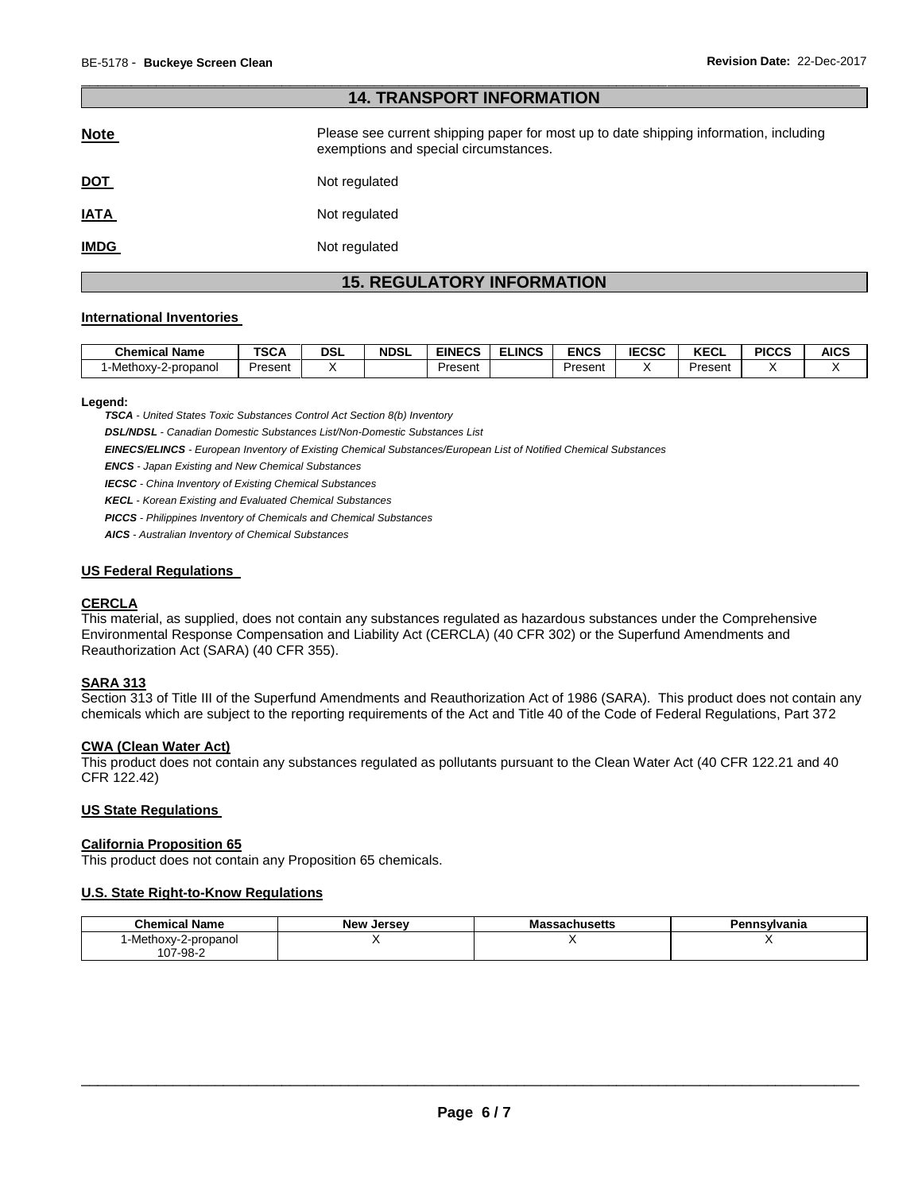## 14. TRANSPORT INFORMATION

**Note** Please see current shipping paper for most up to date shipping information, including exemptions and special circumstances.

**DOT** Not regulated

**IATA** Not regulated

**IMDG** Not regulated

## 15. REGULATORY INFORMATION

### International Inventories

| Chemical Name | TSCA | DSL | NDSL | EINECS | ELINCS | ENCS | IECSC | KECL | PICCS | AICS |
|---|---|---|---|---|---|---|---|---|---|---|
| 1-Methoxy-2-propanol | Present | X | | Present | | Present | X | Present | X | X |

**Legend:**

***TSCA*** *- United States Toxic Substances Control Act Section 8(b) Inventory*

***DSL/NDSL*** *- Canadian Domestic Substances List/Non-Domestic Substances List*

***EINECS/ELINCS*** *- European Inventory of Existing Chemical Substances/European List of Notified Chemical Substances*

***ENCS*** *- Japan Existing and New Chemical Substances*

***IECSC*** *- China Inventory of Existing Chemical Substances*

***KECL*** *- Korean Existing and Evaluated Chemical Substances*

***PICCS*** *- Philippines Inventory of Chemicals and Chemical Substances*

***AICS*** *- Australian Inventory of Chemical Substances*

### US Federal Regulations

**CERCLA**

This material, as supplied, does not contain any substances regulated as hazardous substances under the Comprehensive Environmental Response Compensation and Liability Act (CERCLA) (40 CFR 302) or the Superfund Amendments and Reauthorization Act (SARA) (40 CFR 355).

**SARA 313**

Section 313 of Title III of the Superfund Amendments and Reauthorization Act of 1986 (SARA). This product does not contain any chemicals which are subject to the reporting requirements of the Act and Title 40 of the Code of Federal Regulations, Part 372

**CWA (Clean Water Act)**

This product does not contain any substances regulated as pollutants pursuant to the Clean Water Act (40 CFR 122.21 and 40 CFR 122.42)

### US State Regulations

**California Proposition 65**

This product does not contain any Proposition 65 chemicals.

**U.S. State Right-to-Know Regulations**

| Chemical Name | New Jersey | Massachusetts | Pennsylvania |
|---|---|---|---|
| 1-Methoxy-2-propanol 107-98-2 | X | X | X |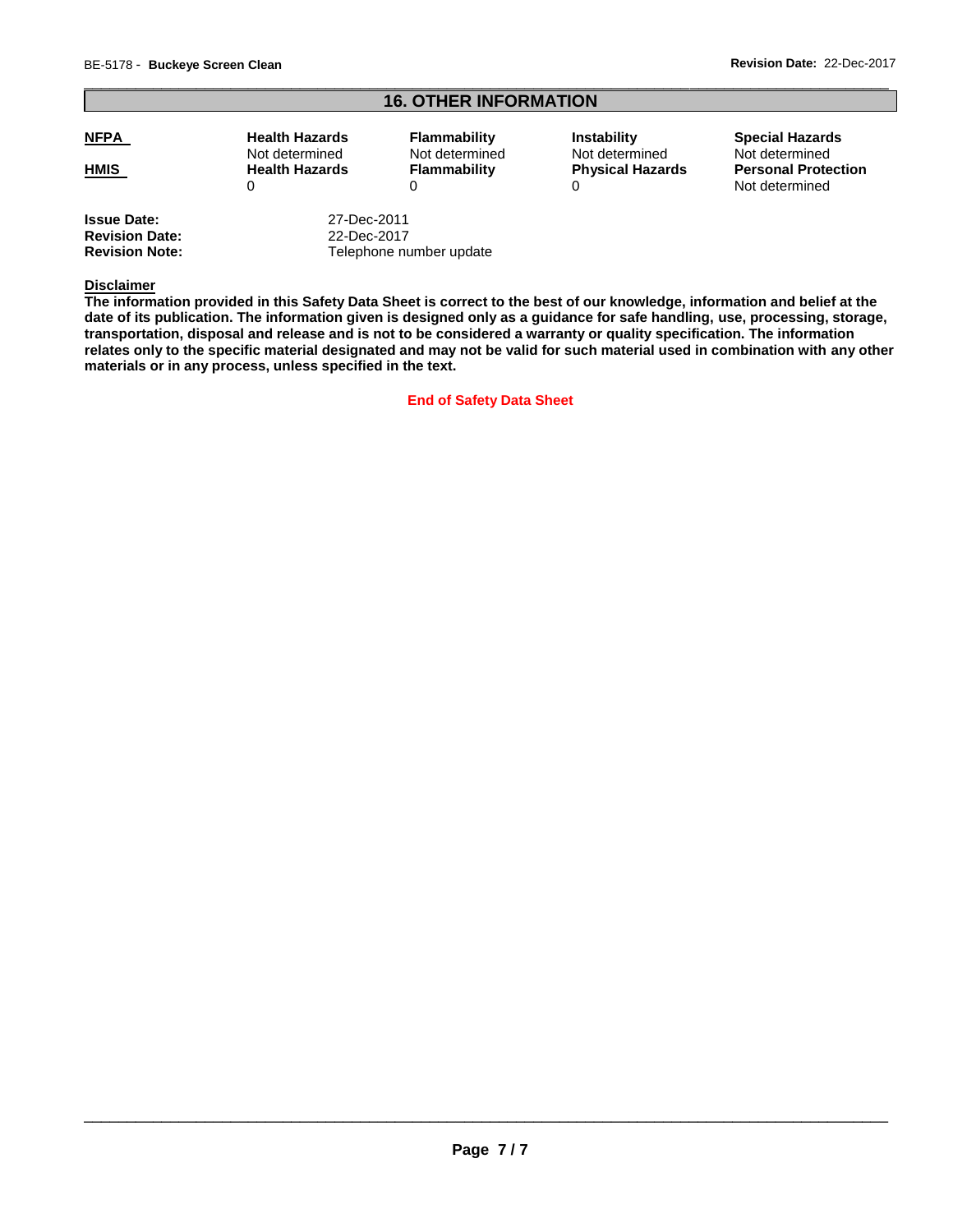## 16. OTHER INFORMATION

| | | | | |
|---|---|---|---|---|
| **NFPA** | **Health Hazards** | **Flammability** | **Instability** | **Special Hazards** |
| | Not determined | Not determined | Not determined | Not determined |
| **HMIS** | **Health Hazards** | **Flammability** | **Physical Hazards** | **Personal Protection** |
| | 0 | 0 | 0 | Not determined |

**Issue Date:** 27-Dec-2011
**Revision Date:** 22-Dec-2017
**Revision Note:** Telephone number update

**Disclaimer**

**The information provided in this Safety Data Sheet is correct to the best of our knowledge, information and belief at the date of its publication. The information given is designed only as a guidance for safe handling, use, processing, storage, transportation, disposal and release and is not to be considered a warranty or quality specification. The information relates only to the specific material designated and may not be valid for such material used in combination with any other materials or in any process, unless specified in the text.**

**End of Safety Data Sheet**